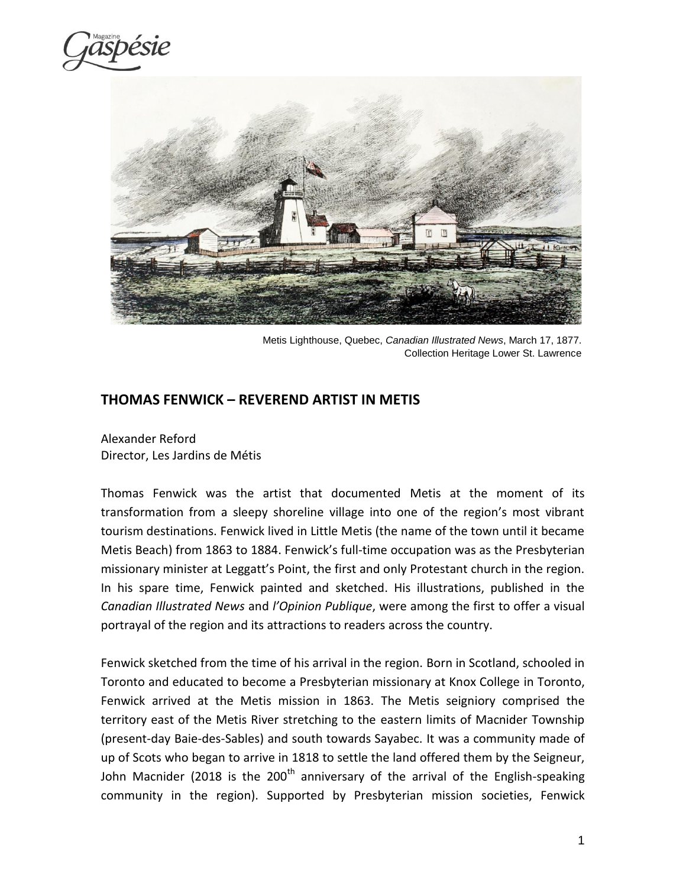Metis Lighthouse, Quebec, *Canadian Illustrated News*, March 17, 1877.
Collection Heritage Lower St. Lawrence

## THOMAS FENWICK – REVEREND ARTIST IN METIS

Alexander Reford
Director, Les Jardins de Métis

Thomas Fenwick was the artist that documented Metis at the moment of its transformation from a sleepy shoreline village into one of the region's most vibrant tourism destinations. Fenwick lived in Little Metis (the name of the town until it became Metis Beach) from 1863 to 1884. Fenwick's full-time occupation was as the Presbyterian missionary minister at Leggatt's Point, the first and only Protestant church in the region. In his spare time, Fenwick painted and sketched. His illustrations, published in the *Canadian Illustrated News* and *l'Opinion Publique*, were among the first to offer a visual portrayal of the region and its attractions to readers across the country.

Fenwick sketched from the time of his arrival in the region. Born in Scotland, schooled in Toronto and educated to become a Presbyterian missionary at Knox College in Toronto, Fenwick arrived at the Metis mission in 1863. The Metis seigniory comprised the territory east of the Metis River stretching to the eastern limits of Macnider Township (present-day Baie-des-Sables) and south towards Sayabec. It was a community made of up of Scots who began to arrive in 1818 to settle the land offered them by the Seigneur, John Macnider (2018 is the 200th anniversary of the arrival of the English-speaking community in the region). Supported by Presbyterian mission societies, Fenwick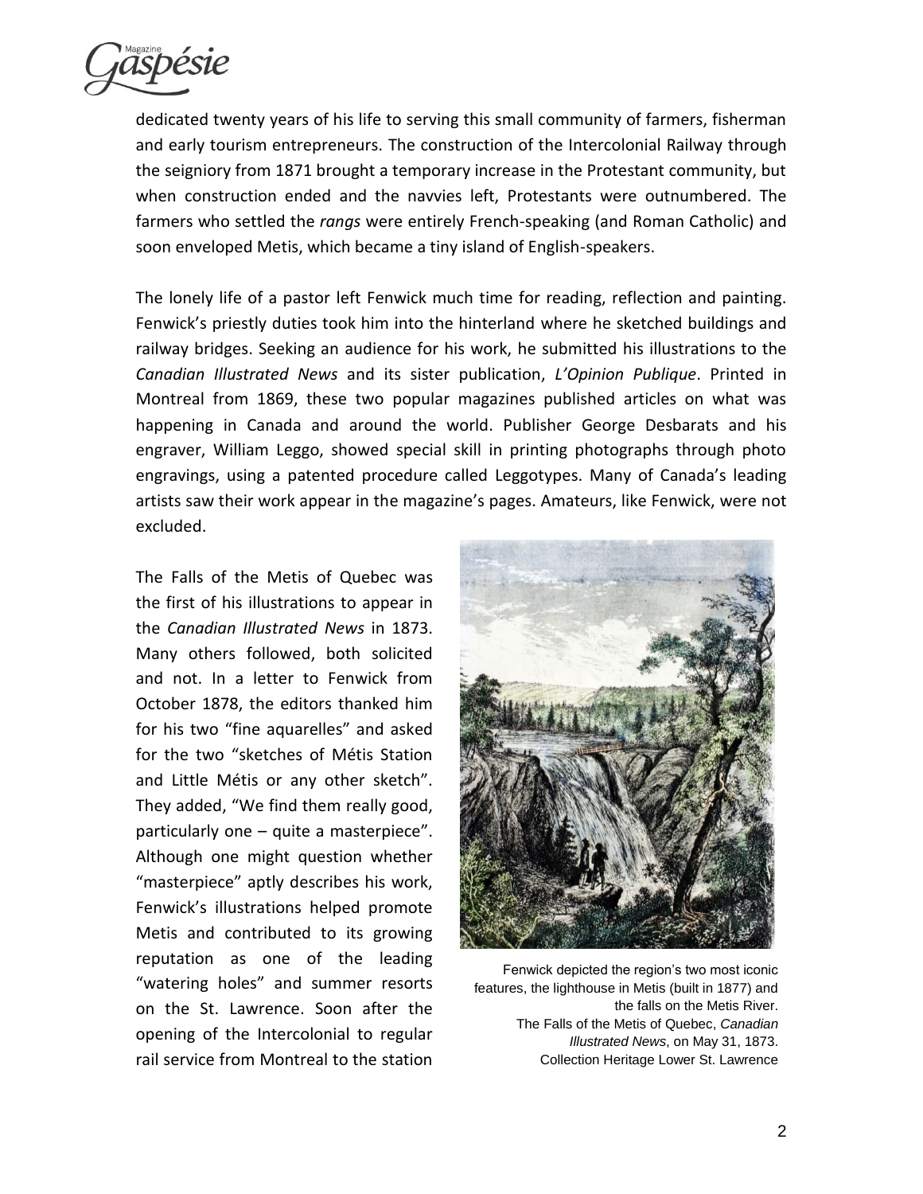dedicated twenty years of his life to serving this small community of farmers, fisherman and early tourism entrepreneurs. The construction of the Intercolonial Railway through the seigniory from 1871 brought a temporary increase in the Protestant community, but when construction ended and the navvies left, Protestants were outnumbered. The farmers who settled the *rangs* were entirely French-speaking (and Roman Catholic) and soon enveloped Metis, which became a tiny island of English-speakers.

The lonely life of a pastor left Fenwick much time for reading, reflection and painting. Fenwick's priestly duties took him into the hinterland where he sketched buildings and railway bridges. Seeking an audience for his work, he submitted his illustrations to the *Canadian Illustrated News* and its sister publication, *L'Opinion Publique*. Printed in Montreal from 1869, these two popular magazines published articles on what was happening in Canada and around the world. Publisher George Desbarats and his engraver, William Leggo, showed special skill in printing photographs through photo engravings, using a patented procedure called Leggotypes. Many of Canada's leading artists saw their work appear in the magazine's pages. Amateurs, like Fenwick, were not excluded.

The Falls of the Metis of Quebec was the first of his illustrations to appear in the *Canadian Illustrated News* in 1873. Many others followed, both solicited and not. In a letter to Fenwick from October 1878, the editors thanked him for his two "fine aquarelles" and asked for the two "sketches of Métis Station and Little Métis or any other sketch". They added, "We find them really good, particularly one – quite a masterpiece". Although one might question whether "masterpiece" aptly describes his work, Fenwick's illustrations helped promote Metis and contributed to its growing reputation as one of the leading "watering holes" and summer resorts on the St. Lawrence. Soon after the opening of the Intercolonial to regular rail service from Montreal to the station

Fenwick depicted the region's two most iconic features, the lighthouse in Metis (built in 1877) and the falls on the Metis River.
The Falls of the Metis of Quebec, *Canadian Illustrated News*, on May 31, 1873.
Collection Heritage Lower St. Lawrence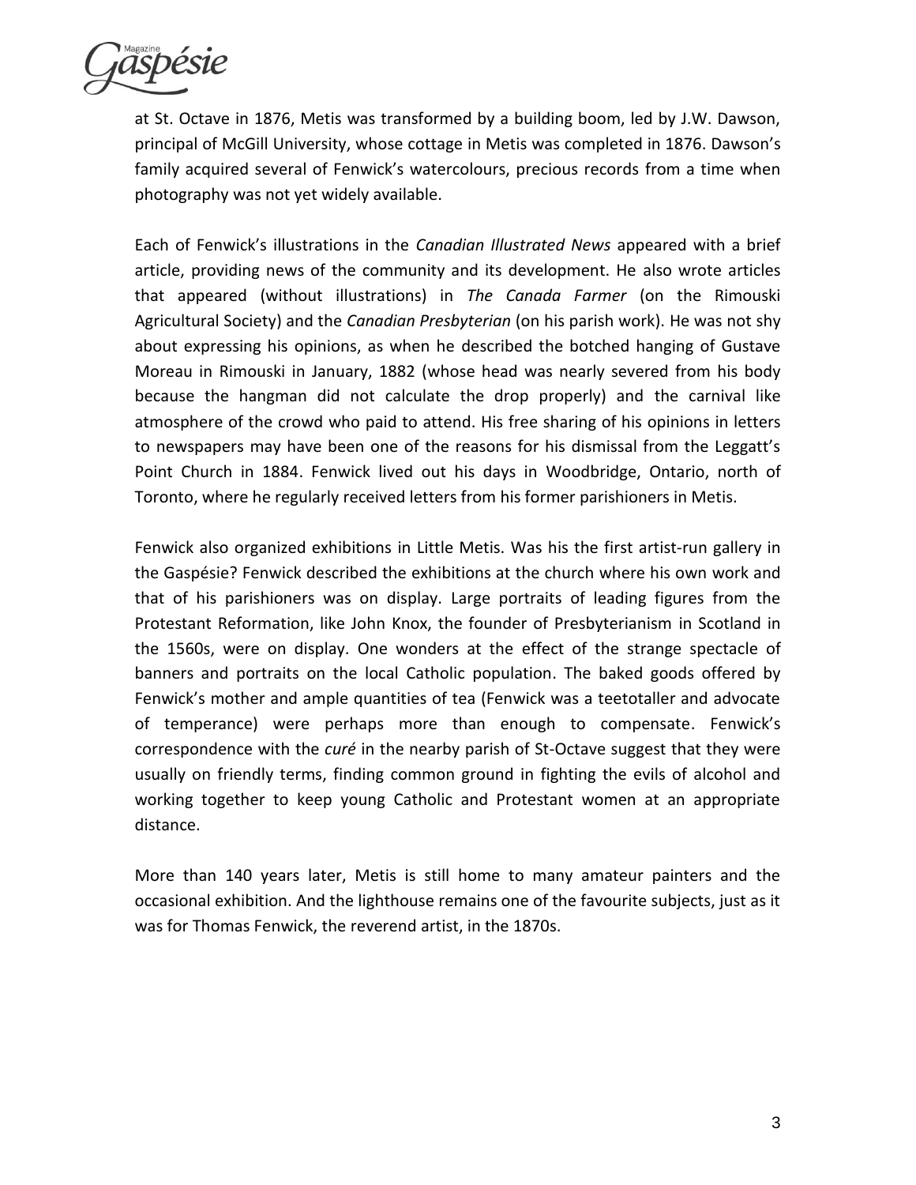at St. Octave in 1876, Metis was transformed by a building boom, led by J.W. Dawson, principal of McGill University, whose cottage in Metis was completed in 1876. Dawson's family acquired several of Fenwick's watercolours, precious records from a time when photography was not yet widely available.

Each of Fenwick's illustrations in the *Canadian Illustrated News* appeared with a brief article, providing news of the community and its development. He also wrote articles that appeared (without illustrations) in *The Canada Farmer* (on the Rimouski Agricultural Society) and the *Canadian Presbyterian* (on his parish work). He was not shy about expressing his opinions, as when he described the botched hanging of Gustave Moreau in Rimouski in January, 1882 (whose head was nearly severed from his body because the hangman did not calculate the drop properly) and the carnival like atmosphere of the crowd who paid to attend. His free sharing of his opinions in letters to newspapers may have been one of the reasons for his dismissal from the Leggatt's Point Church in 1884. Fenwick lived out his days in Woodbridge, Ontario, north of Toronto, where he regularly received letters from his former parishioners in Metis.

Fenwick also organized exhibitions in Little Metis. Was his the first artist-run gallery in the Gaspésie? Fenwick described the exhibitions at the church where his own work and that of his parishioners was on display. Large portraits of leading figures from the Protestant Reformation, like John Knox, the founder of Presbyterianism in Scotland in the 1560s, were on display. One wonders at the effect of the strange spectacle of banners and portraits on the local Catholic population. The baked goods offered by Fenwick's mother and ample quantities of tea (Fenwick was a teetotaller and advocate of temperance) were perhaps more than enough to compensate. Fenwick's correspondence with the *curé* in the nearby parish of St-Octave suggest that they were usually on friendly terms, finding common ground in fighting the evils of alcohol and working together to keep young Catholic and Protestant women at an appropriate distance.

More than 140 years later, Metis is still home to many amateur painters and the occasional exhibition. And the lighthouse remains one of the favourite subjects, just as it was for Thomas Fenwick, the reverend artist, in the 1870s.